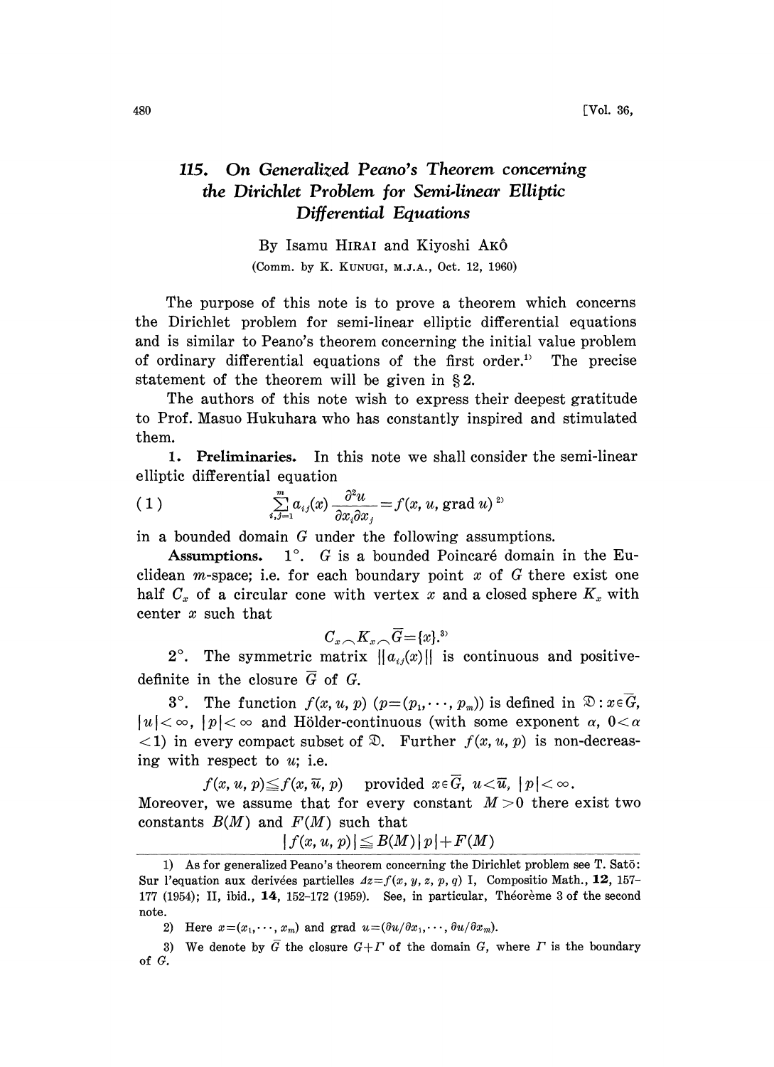# 115. On Generalized Peano's Theorem concerning the Dirichlet Problem for Semi-linear Elliptic Differential Equations

By Isamu HIRAI and Kiyoshi AKÔ

(Comm. by K. KUNUGI, M.J.A., Oct. 12, 1960)

The purpose of this note is to prove a theorem which concerns the Dirichlet problem for semi-linear elliptic differential equations and is similar to Peano's theorem concerning the initial value problem of ordinary differential equations of the first order.[1] The precise statement of the theorem will be given in §2.

The authors of this note wish to express their deepest gratitude to Prof. Masuo Hukuhara who has constantly inspired and stimulated them.

**1. Preliminaries.** In this note we shall consider the semi-linear elliptic differential equation

$$(1) \qquad \sum_{i,j=1}^{m} a_{ij}(x) \frac{\partial^2 u}{\partial x_i \partial x_j} = f(x, u, \operatorname{grad} u)\ ^{2)}$$

in a bounded domain $G$ under the following assumptions.

**Assumptions.** 1°. $G$ is a bounded Poincaré domain in the Euclidean $m$-space; i.e. for each boundary point $x$ of $G$ there exist one half $C_x$ of a circular cone with vertex $x$ and a closed sphere $K_x$ with center $x$ such that

$$C_x \frown K_x \frown \overline{G} = \{x\}.^{3)}$$

2°. The symmetric matrix $\|a_{ij}(x)\|$ is continuous and positive-definite in the closure $\overline{G}$ of $G$.

3°. The function $f(x, u, p)$ $(p=(p_1, \cdots, p_m))$ is defined in $\mathfrak{D}: x \in \overline{G}$, $|u| < \infty$, $|p| < \infty$ and Hölder-continuous (with some exponent $\alpha$, $0 < \alpha < 1$) in every compact subset of $\mathfrak{D}$. Further $f(x, u, p)$ is non-decreasing with respect to $u$; i.e.

$$f(x, u, p) \leqq f(x, \overline{u}, p) \quad \text{provided } x \in \overline{G},\ u < \overline{u},\ |p| < \infty.$$

Moreover, we assume that for every constant $M > 0$ there exist two constants $B(M)$ and $F(M)$ such that

$$|f(x, u, p)| \leqq B(M)|p| + F(M)$$

---

1) As for generalized Peano's theorem concerning the Dirichlet problem see T. Satō: Sur l'equation aux derivées partielles $\Delta z = f(x, y, z, p, q)$ I, Compositio Math., **12**, 157–177 (1954); II, ibid., **14**, 152–172 (1959). See, in particular, Théorème 3 of the second note.

2) Here $x = (x_1, \cdots, x_m)$ and $\operatorname{grad} u = (\partial u / \partial x_1, \cdots, \partial u / \partial x_m)$.

3) We denote by $\overline{G}$ the closure $G + \Gamma$ of the domain $G$, where $\Gamma$ is the boundary of $G$.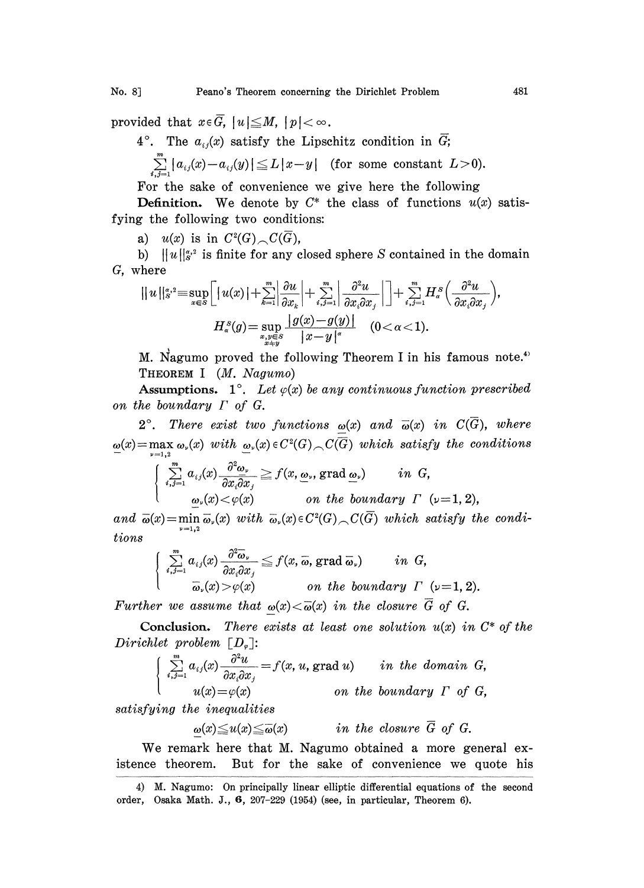provided that $x \in \overline{G}$, $|u| \leqq M$, $|p| < \infty$.

4°. The $a_{ij}(x)$ satisfy the Lipschitz condition in $\overline{G}$;

$$\sum_{i,j=1}^{m} |a_{ij}(x) - a_{ij}(y)| \leqq L|x-y| \quad \text{(for some constant } L>0).$$

For the sake of convenience we give here the following

**Definition.** We denote by $C^*$ the class of functions $u(x)$ satisfying the following two conditions:

a) $u(x)$ is in $C^2(G) \frown C(\overline{G})$,

b) $\|u\|_S^{\alpha,2}$ is finite for any closed sphere $S$ contained in the domain $G$, where

$$\|u\|_S^{\alpha,2} \equiv \sup_{x \in S} \left[ |u(x)| + \sum_{k=1}^{m} \left| \frac{\partial u}{\partial x_k} \right| + \sum_{i,j=1}^{m} \left| \frac{\partial^2 u}{\partial x_i \partial x_j} \right| \right] + \sum_{i,j=1}^{m} H_\alpha^S \left( \frac{\partial^2 u}{\partial x_i \partial x_j} \right),$$

$$H_\alpha^S(g) = \sup_{\substack{x,y \in S \\ x \neq y}} \frac{|g(x) - g(y)|}{|x-y|^\alpha} \quad (0 < \alpha < 1).$$

M. Nagumo proved the following Theorem I in his famous note.[4]

THEOREM I (*M. Nagumo*)

**Assumptions.** 1°. *Let $\varphi(x)$ be any continuous function prescribed on the boundary $\Gamma$ of $G$.*

2°. *There exist two functions $\underline{\omega}(x)$ and $\overline{\omega}(x)$ in $C(\overline{G})$, where $\underline{\omega}(x) = \max_{\nu=1,2} \underline{\omega}_\nu(x)$ with $\underline{\omega}_\nu(x) \in C^2(G) \frown C(\overline{G})$ which satisfy the conditions*

$$\begin{cases} \displaystyle\sum_{i,j=1}^{m} a_{ij}(x) \frac{\partial^2 \underline{\omega}_\nu}{\partial x_i \partial x_j} \geqq f(x, \underline{\omega}_\nu, \operatorname{grad} \underline{\omega}_\nu) & \text{in } G, \\ \underline{\omega}_\nu(x) < \varphi(x) & \text{on the boundary } \Gamma \ (\nu = 1, 2), \end{cases}$$

*and $\overline{\omega}(x) = \min_{\nu=1,2} \overline{\omega}_\nu(x)$ with $\overline{\omega}_\nu(x) \in C^2(G) \frown C(\overline{G})$ which satisfy the conditions*

$$\begin{cases} \displaystyle\sum_{i,j=1}^{m} a_{ij}(x) \frac{\partial^2 \overline{\omega}_\nu}{\partial x_i \partial x_j} \leqq f(x, \overline{\omega}, \operatorname{grad} \overline{\omega}_\nu) & \text{in } G, \\ \overline{\omega}_\nu(x) > \varphi(x) & \text{on the boundary } \Gamma \ (\nu = 1, 2). \end{cases}$$

*Further we assume that $\underline{\omega}(x) < \overline{\omega}(x)$ in the closure $\overline{G}$ of $G$.*

**Conclusion.** *There exists at least one solution $u(x)$ in $C^*$ of the Dirichlet problem $[D_\varphi]$:*

$$\begin{cases} \displaystyle\sum_{i,j=1}^{m} a_{ij}(x) \frac{\partial^2 u}{\partial x_i \partial x_j} = f(x, u, \operatorname{grad} u) & \text{in the domain } G, \\ u(x) = \varphi(x) & \text{on the boundary } \Gamma \text{ of } G, \end{cases}$$

*satisfying the inequalities*

$$\underline{\omega}(x) \leqq u(x) \leqq \overline{\omega}(x) \qquad \text{in the closure } \overline{G} \text{ of } G.$$

We remark here that M. Nagumo obtained a more general existence theorem. But for the sake of convenience we quote his

---

4) M. Nagumo: On principally linear elliptic differential equations of the second order, Osaka Math. J., **6**, 207–229 (1954) (see, in particular, Theorem 6).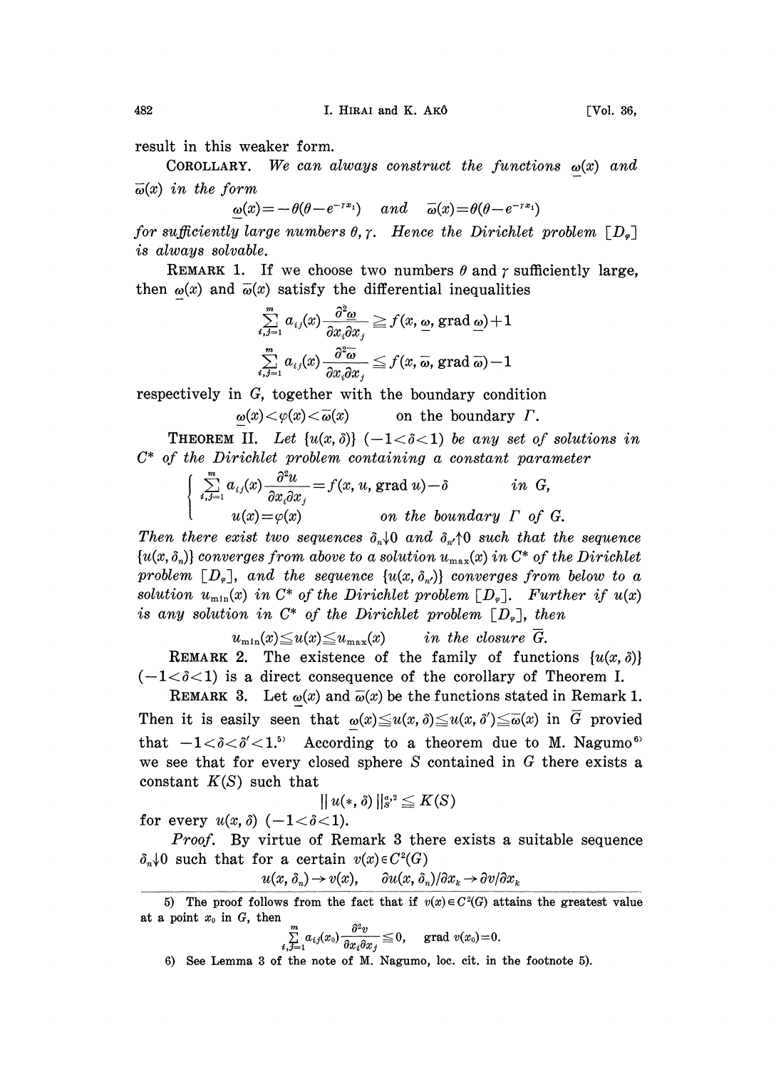result in this weaker form.

COROLLARY. *We can always construct the functions $\underline{\omega}(x)$ and $\overline{\omega}(x)$ in the form*

$$\underline{\omega}(x) = -\theta(\theta - e^{-\gamma x_1}) \quad \text{and} \quad \overline{\omega}(x) = \theta(\theta - e^{-\gamma x_1})$$

*for sufficiently large numbers $\theta, \gamma$. Hence the Dirichlet problem $[D_\varphi]$ is always solvable.*

REMARK 1. If we choose two numbers $\theta$ and $\gamma$ sufficiently large, then $\underline{\omega}(x)$ and $\overline{\omega}(x)$ satisfy the differential inequalities

$$\sum_{i,j=1}^{m} a_{ij}(x) \frac{\partial^2 \underline{\omega}}{\partial x_i \partial x_j} \geqq f(x, \underline{\omega}, \operatorname{grad} \underline{\omega}) + 1$$

$$\sum_{i,j=1}^{m} a_{ij}(x) \frac{\partial^2 \overline{\omega}}{\partial x_i \partial x_j} \leqq f(x, \overline{\omega}, \operatorname{grad} \overline{\omega}) - 1$$

respectively in $G$, together with the boundary condition

$$\underline{\omega}(x) < \varphi(x) < \overline{\omega}(x) \qquad \text{on the boundary } \Gamma.$$

THEOREM II. *Let $\{u(x, \delta)\}$ $(-1 < \delta < 1)$ be any set of solutions in $C^*$ of the Dirichlet problem containing a constant parameter*

$$\begin{cases} \displaystyle\sum_{i,j=1}^{m} a_{ij}(x) \frac{\partial^2 u}{\partial x_i \partial x_j} = f(x, u, \operatorname{grad} u) - \delta & \text{in } G, \\ u(x) = \varphi(x) & \text{on the boundary } \Gamma \text{ of } G. \end{cases}$$

*Then there exist two sequences $\delta_n \downarrow 0$ and $\delta_{n'} \uparrow 0$ such that the sequence $\{u(x, \delta_n)\}$ converges from above to a solution $u_{\max}(x)$ in $C^*$ of the Dirichlet problem $[D_\varphi]$, and the sequence $\{u(x, \delta_{n'})\}$ converges from below to a solution $u_{\min}(x)$ in $C^*$ of the Dirichlet problem $[D_\varphi]$. Further if $u(x)$ is any solution in $C^*$ of the Dirichlet problem $[D_\varphi]$, then*

$$u_{\min}(x) \leqq u(x) \leqq u_{\max}(x) \qquad \text{in the closure } \overline{G}.$$

REMARK 2. The existence of the family of functions $\{u(x, \delta)\}$ $(-1 < \delta < 1)$ is a direct consequence of the corollary of Theorem I.

REMARK 3. Let $\underline{\omega}(x)$ and $\overline{\omega}(x)$ be the functions stated in Remark 1. Then it is easily seen that $\underline{\omega}(x) \leqq u(x, \delta) \leqq u(x, \delta') \leqq \overline{\omega}(x)$ in $\overline{G}$ provied that $-1 < \delta < \delta' < 1$.[5] According to a theorem due to M. Nagumo[6] we see that for every closed sphere $S$ contained in $G$ there exists a constant $K(S)$ such that

$$\| u(*, \delta) \|_S^{\alpha, 2} \leqq K(S)$$

for every $u(x, \delta)$ $(-1 < \delta < 1)$.

*Proof.* By virtue of Remark 3 there exists a suitable sequence $\delta_n \downarrow 0$ such that for a certain $v(x) \in C^2(G)$

$$u(x, \delta_n) \to v(x), \qquad \partial u(x, \delta_n)/\partial x_k \to \partial v / \partial x_k$$

---

5) The proof follows from the fact that if $v(x) \in C^2(G)$ attains the greatest value at a point $x_0$ in $G$, then

$$\sum_{i,j=1}^{m} a_{ij}(x_0) \frac{\partial^2 v}{\partial x_i \partial x_j} \leqq 0, \quad \operatorname{grad} v(x_0) = 0.$$

6) See Lemma 3 of the note of M. Nagumo, loc. cit. in the footnote 5).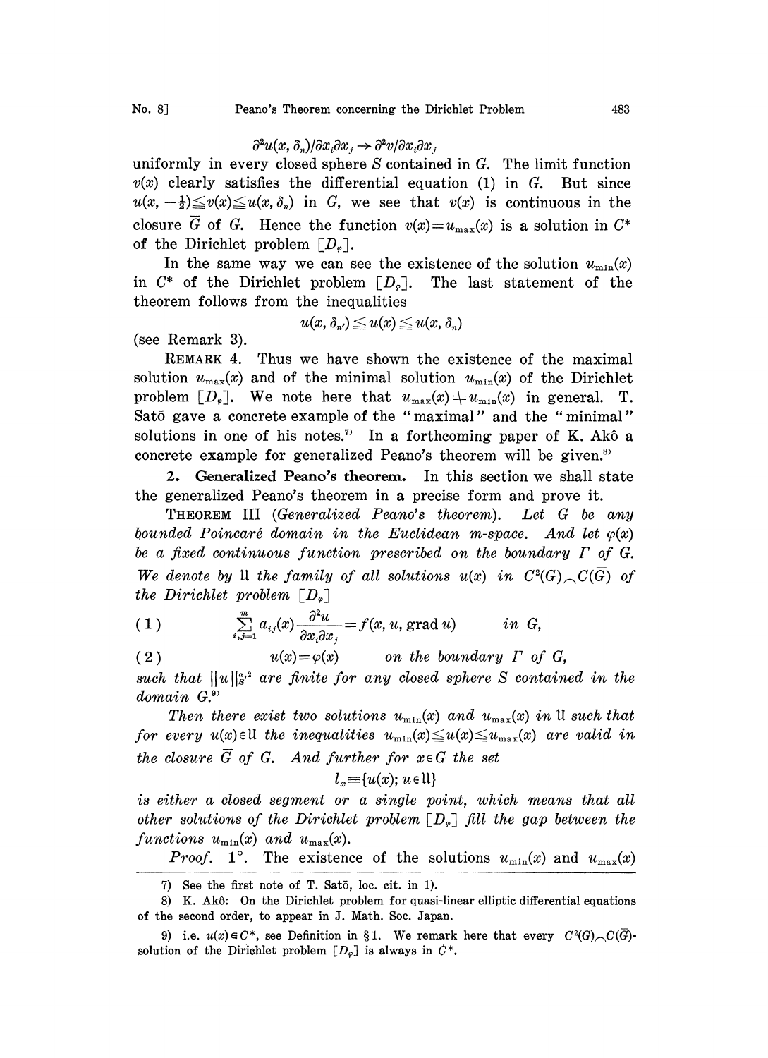$$\partial^2 u(x, \delta_n)/\partial x_i \partial x_j \to \partial^2 v/\partial x_i \partial x_j$$

uniformly in every closed sphere $S$ contained in $G$. The limit function $v(x)$ clearly satisfies the differential equation (1) in $G$. But since $u(x, -\frac{1}{2}) \leqq v(x) \leqq u(x, \delta_n)$ in $G$, we see that $v(x)$ is continuous in the closure $\bar{G}$ of $G$. Hence the function $v(x) = u_{\max}(x)$ is a solution in $C^*$ of the Dirichlet problem $[D_\varphi]$.

In the same way we can see the existence of the solution $u_{\min}(x)$ in $C^*$ of the Dirichlet problem $[D_\varphi]$. The last statement of the theorem follows from the inequalities

$$u(x, \delta_{n'}) \leqq u(x) \leqq u(x, \delta_n)$$

(see Remark 3).

REMARK 4. Thus we have shown the existence of the maximal solution $u_{\max}(x)$ and of the minimal solution $u_{\min}(x)$ of the Dirichlet problem $[D_\varphi]$. We note here that $u_{\max}(x) \neq u_{\min}(x)$ in general. T. Satō gave a concrete example of the "maximal" and the "minimal" solutions in one of his notes.[7] In a forthcoming paper of K. Akô a concrete example for generalized Peano's theorem will be given.[8]

**2. Generalized Peano's theorem.** In this section we shall state the generalized Peano's theorem in a precise form and prove it.

THEOREM III (*Generalized Peano's theorem*). *Let $G$ be any bounded Poincaré domain in the Euclidean m-space. And let $\varphi(x)$ be a fixed continuous function prescribed on the boundary $\Gamma$ of $G$. We denote by $\mathfrak{U}$ the family of all solutions $u(x)$ in $C^2(G) \frown C(\bar{G})$ of the Dirichlet problem $[D_\varphi]$*

$$(1) \qquad \sum_{i,j=1}^{m} a_{ij}(x) \frac{\partial^2 u}{\partial x_i \partial x_j} = f(x, u, \operatorname{grad} u) \qquad \textit{in } G,$$

$$(2) \qquad u(x) = \varphi(x) \qquad \textit{on the boundary } \Gamma \textit{ of } G,$$

*such that $\|u\|_S^{\alpha,2}$ are finite for any closed sphere $S$ contained in the domain $G$.*[9]

*Then there exist two solutions $u_{\min}(x)$ and $u_{\max}(x)$ in $\mathfrak{U}$ such that for every $u(x) \in \mathfrak{U}$ the inequalities $u_{\min}(x) \leqq u(x) \leqq u_{\max}(x)$ are valid in the closure $\bar{G}$ of $G$. And further for $x \in G$ the set*

$$l_x \equiv \{u(x); u \in \mathfrak{U}\}$$

*is either a closed segment or a single point, which means that all other solutions of the Dirichlet problem $[D_\varphi]$ fill the gap between the functions $u_{\min}(x)$ and $u_{\max}(x)$.*

*Proof.* 1°. The existence of the solutions $u_{\min}(x)$ and $u_{\max}(x)$

---

7) See the first note of T. Satō, loc. cit. in 1).

8) K. Akô: On the Dirichlet problem for quasi-linear elliptic differential equations of the second order, to appear in J. Math. Soc. Japan.

9) i.e. $u(x) \in C^*$, see Definition in §1. We remark here that every $C^2(G) \frown C(\bar{G})$-solution of the Dirichlet problem $[D_\varphi]$ is always in $C^*$.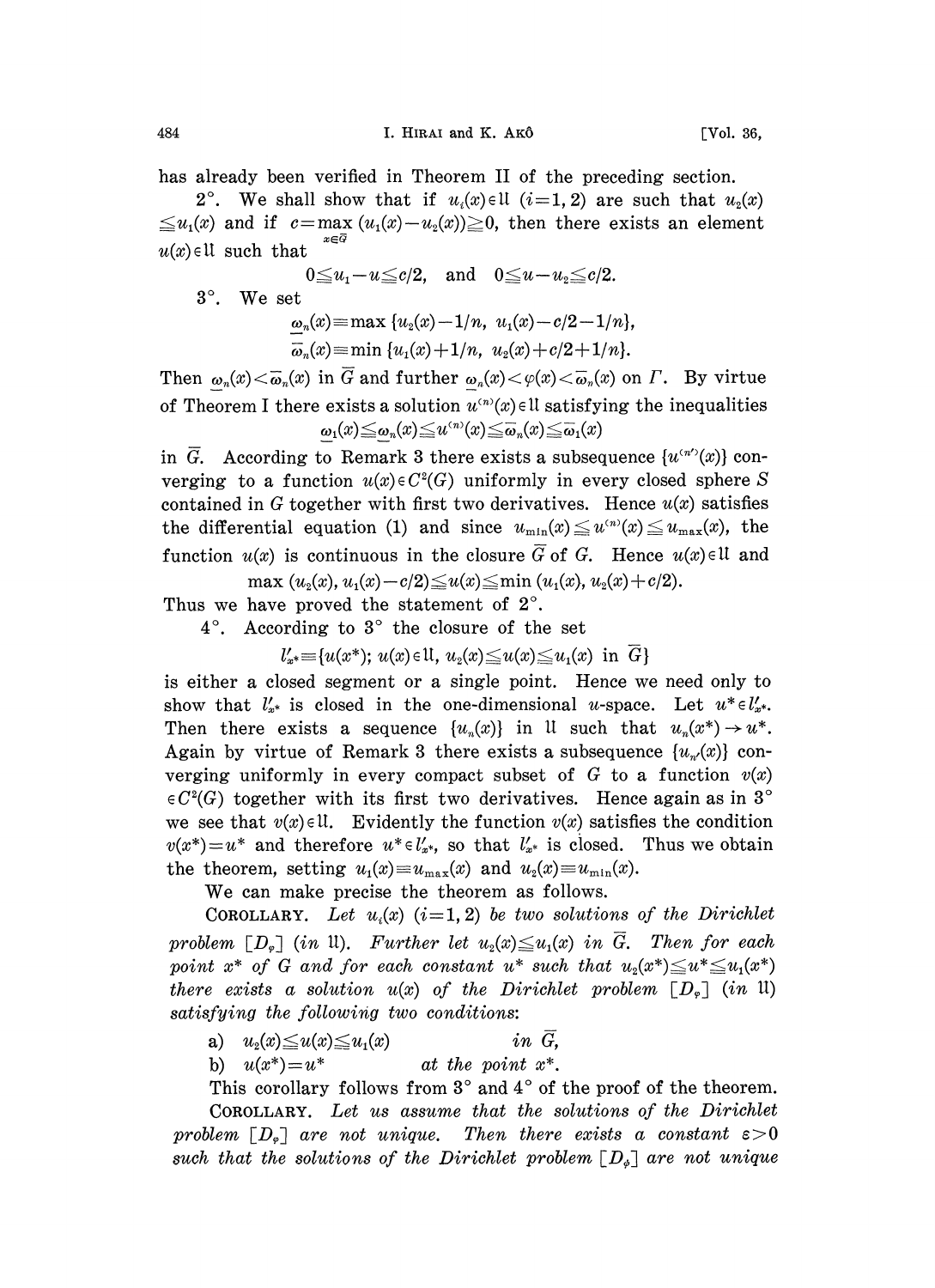has already been verified in Theorem II of the preceding section.

2°. We shall show that if $u_i(x) \in \mathfrak{U}$ $(i=1,2)$ are such that $u_2(x) \leqq u_1(x)$ and if $c = \max_{x \in \bar{G}} (u_1(x) - u_2(x)) \geqq 0$, then there exists an element $u(x) \in \mathfrak{U}$ such that

$$0 \leqq u_1 - u \leqq c/2, \quad \text{and} \quad 0 \leqq u - u_2 \leqq c/2.$$

3°. We set

$$\underline{\omega}_n(x) \equiv \max\{u_2(x) - 1/n,\ u_1(x) - c/2 - 1/n\},$$
$$\bar{\omega}_n(x) \equiv \min\{u_1(x) + 1/n,\ u_2(x) + c/2 + 1/n\}.$$

Then $\underline{\omega}_n(x) < \bar{\omega}_n(x)$ in $\bar{G}$ and further $\underline{\omega}_n(x) < \varphi(x) < \bar{\omega}_n(x)$ on $\Gamma$. By virtue of Theorem I there exists a solution $u^{(n)}(x) \in \mathfrak{U}$ satisfying the inequalities

$$\underline{\omega}_1(x) \leqq \underline{\omega}_n(x) \leqq u^{(n)}(x) \leqq \bar{\omega}_n(x) \leqq \bar{\omega}_1(x)$$

in $\bar{G}$. According to Remark 3 there exists a subsequence $\{u^{(n')}(x)\}$ converging to a function $u(x) \in C^2(G)$ uniformly in every closed sphere $S$ contained in $G$ together with first two derivatives. Hence $u(x)$ satisfies the differential equation (1) and since $u_{\min}(x) \leqq u^{(n)}(x) \leqq u_{\max}(x)$, the function $u(x)$ is continuous in the closure $\bar{G}$ of $G$. Hence $u(x) \in \mathfrak{U}$ and

$$\max(u_2(x), u_1(x) - c/2) \leqq u(x) \leqq \min(u_1(x), u_2(x) + c/2).$$

Thus we have proved the statement of 2°.

4°. According to 3° the closure of the set

$$l'_{x^*} \equiv \{u(x^*);\ u(x) \in \mathfrak{U},\ u_2(x) \leqq u(x) \leqq u_1(x) \text{ in } \bar{G}\}$$

is either a closed segment or a single point. Hence we need only to show that $l'_{x^*}$ is closed in the one-dimensional $u$-space. Let $u^* \in \bar{l}'_{x^*}$. Then there exists a sequence $\{u_n(x)\}$ in $\mathfrak{U}$ such that $u_n(x^*) \to u^*$. Again by virtue of Remark 3 there exists a subsequence $\{u_{n'}(x)\}$ converging uniformly in every compact subset of $G$ to a function $v(x) \in C^2(G)$ together with its first two derivatives. Hence again as in 3° we see that $v(x) \in \mathfrak{U}$. Evidently the function $v(x)$ satisfies the condition $v(x^*) = u^*$ and therefore $u^* \in l'_{x^*}$, so that $l'_{x^*}$ is closed. Thus we obtain the theorem, setting $u_1(x) \equiv u_{\max}(x)$ and $u_2(x) \equiv u_{\min}(x)$.

We can make precise the theorem as follows.

COROLLARY. *Let $u_i(x)$ $(i=1,2)$ be two solutions of the Dirichlet problem $[D_\varphi]$ (in $\mathfrak{U}$). Further let $u_2(x) \leqq u_1(x)$ in $\bar{G}$. Then for each point $x^*$ of $G$ and for each constant $u^*$ such that $u_2(x^*) \leqq u^* \leqq u_1(x^*)$ there exists a solution $u(x)$ of the Dirichlet problem $[D_\varphi]$ (in $\mathfrak{U}$) satisfying the following two conditions:*

a) $u_2(x) \leqq u(x) \leqq u_1(x)$ *in* $\bar{G}$,

b) $u(x^*) = u^*$ *at the point* $x^*$.

This corollary follows from 3° and 4° of the proof of the theorem.

COROLLARY. *Let us assume that the solutions of the Dirichlet problem $[D_\varphi]$ are not unique. Then there exists a constant $\varepsilon > 0$ such that the solutions of the Dirichlet problem $[D_\psi]$ are not unique*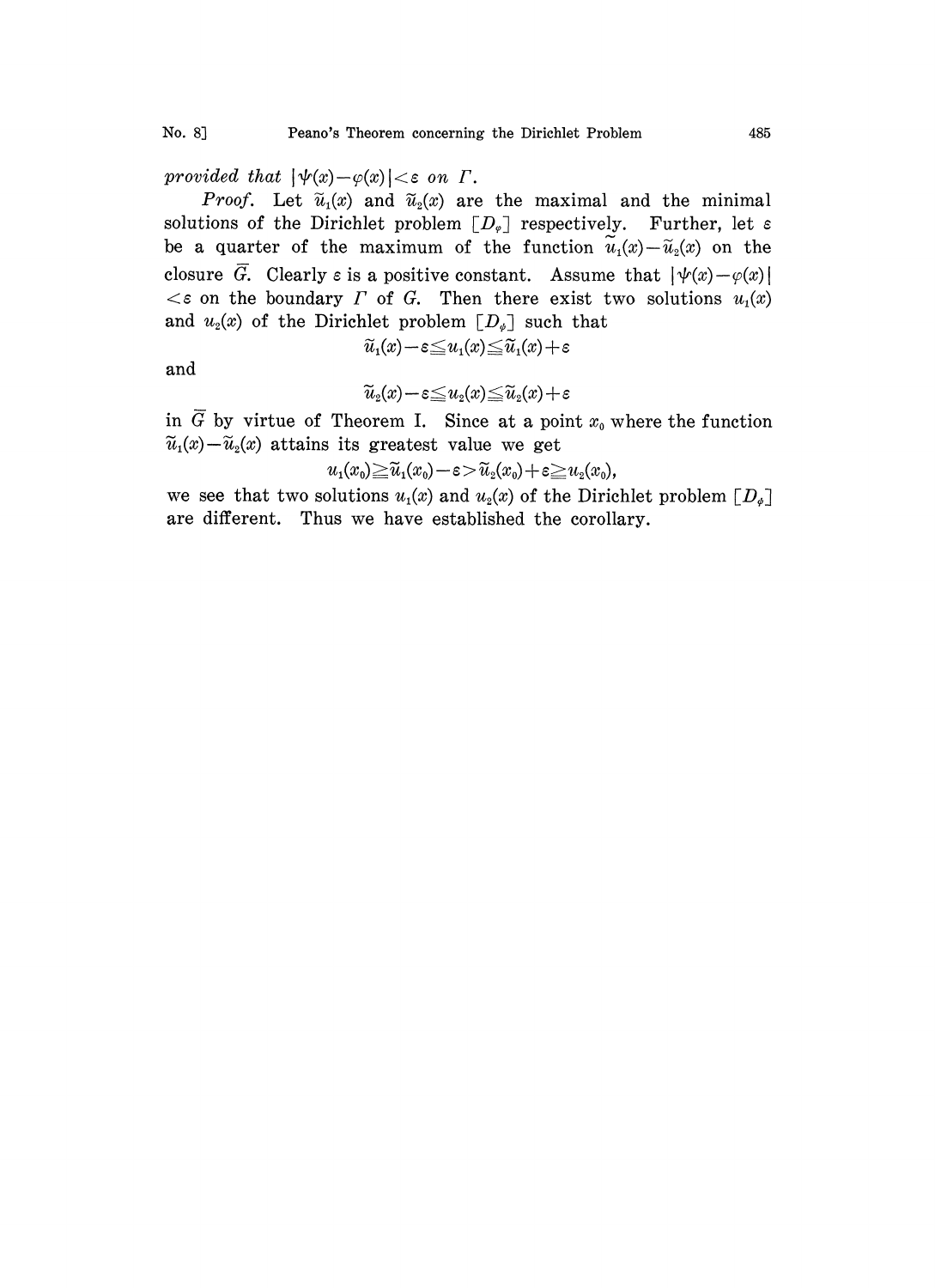*provided that* $|\psi(x)-\varphi(x)|<\varepsilon$ *on* $\Gamma$.

*Proof*. Let $\tilde{u}_1(x)$ and $\tilde{u}_2(x)$ are the maximal and the minimal solutions of the Dirichlet problem $[D_\varphi]$ respectively. Further, let $\varepsilon$ be a quarter of the maximum of the function $\tilde{u}_1(x)-\tilde{u}_2(x)$ on the closure $\bar{G}$. Clearly $\varepsilon$ is a positive constant. Assume that $|\psi(x)-\varphi(x)|<\varepsilon$ on the boundary $\Gamma$ of $G$. Then there exist two solutions $u_1(x)$ and $u_2(x)$ of the Dirichlet problem $[D_\psi]$ such that

$$\tilde{u}_1(x)-\varepsilon \leqq u_1(x) \leqq \tilde{u}_1(x)+\varepsilon$$

and

$$\tilde{u}_2(x)-\varepsilon \leqq u_2(x) \leqq \tilde{u}_2(x)+\varepsilon$$

in $\bar{G}$ by virtue of Theorem I. Since at a point $x_0$ where the function $\tilde{u}_1(x)-\tilde{u}_2(x)$ attains its greatest value we get

$$u_1(x_0) \geqq \tilde{u}_1(x_0)-\varepsilon > \tilde{u}_2(x_0)+\varepsilon \geqq u_2(x_0),$$

we see that two solutions $u_1(x)$ and $u_2(x)$ of the Dirichlet problem $[D_\psi]$ are different. Thus we have established the corollary.